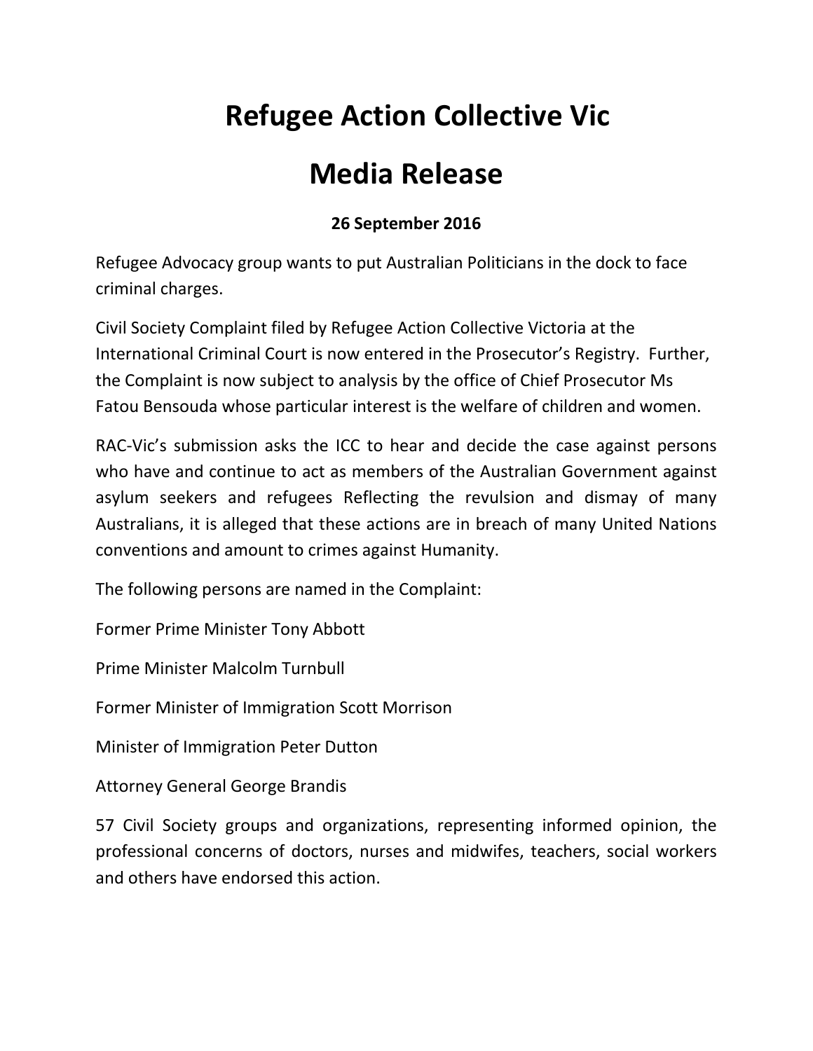# Refugee Action Collective Vic

# Media Release

**26 September 2016**

Refugee Advocacy group wants to put Australian Politicians in the dock to face criminal charges.

Civil Society Complaint filed by Refugee Action Collective Victoria at the International Criminal Court is now entered in the Prosecutor's Registry. Further, the Complaint is now subject to analysis by the office of Chief Prosecutor Ms Fatou Bensouda whose particular interest is the welfare of children and women.

RAC-Vic's submission asks the ICC to hear and decide the case against persons who have and continue to act as members of the Australian Government against asylum seekers and refugees Reflecting the revulsion and dismay of many Australians, it is alleged that these actions are in breach of many United Nations conventions and amount to crimes against Humanity.

The following persons are named in the Complaint:

Former Prime Minister Tony Abbott

Prime Minister Malcolm Turnbull

Former Minister of Immigration Scott Morrison

Minister of Immigration Peter Dutton

Attorney General George Brandis

57 Civil Society groups and organizations, representing informed opinion, the professional concerns of doctors, nurses and midwifes, teachers, social workers and others have endorsed this action.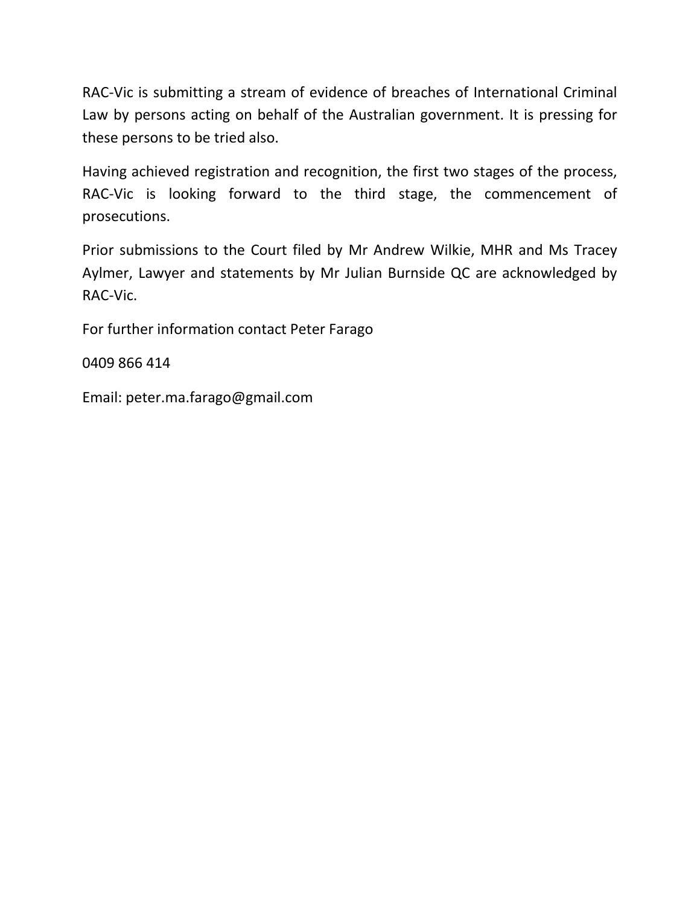RAC-Vic is submitting a stream of evidence of breaches of International Criminal Law by persons acting on behalf of the Australian government. It is pressing for these persons to be tried also.

Having achieved registration and recognition, the first two stages of the process, RAC-Vic is looking forward to the third stage, the commencement of prosecutions.

Prior submissions to the Court filed by Mr Andrew Wilkie, MHR and Ms Tracey Aylmer, Lawyer and statements by Mr Julian Burnside QC are acknowledged by RAC-Vic.

For further information contact Peter Farago

0409 866 414

Email: peter.ma.farago@gmail.com